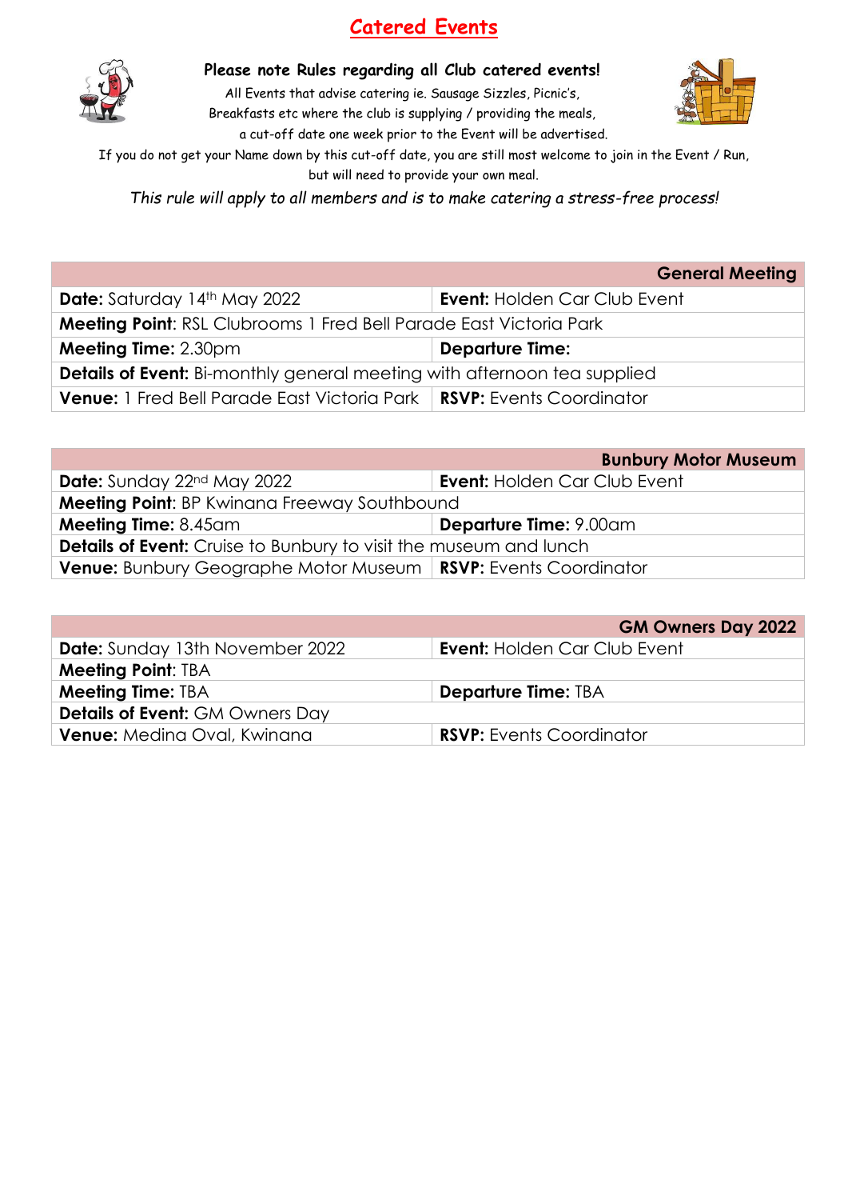# Catered Events

**Please note Rules regarding all Club catered events!**

All Events that advise catering ie. Sausage Sizzles, Picnic's, Breakfasts etc where the club is supplying / providing the meals, a cut-off date one week prior to the Event will be advertised.

If you do not get your Name down by this cut-off date, you are still most welcome to join in the Event / Run, but will need to provide your own meal.

*This rule will apply to all members and is to make catering a stress-free process!*

| | **General Meeting** |
|---|---|
| **Date:** Saturday 14th May 2022 | **Event:** Holden Car Club Event |
| **Meeting Point**: RSL Clubrooms 1 Fred Bell Parade East Victoria Park | |
| **Meeting Time:** 2.30pm | **Departure Time:** |
| **Details of Event:** Bi-monthly general meeting with afternoon tea supplied | |
| **Venue:** 1 Fred Bell Parade East Victoria Park | **RSVP:** Events Coordinator |

| | **Bunbury Motor Museum** |
|---|---|
| **Date:** Sunday 22nd May 2022 | **Event:** Holden Car Club Event |
| **Meeting Point**: BP Kwinana Freeway Southbound | |
| **Meeting Time:** 8.45am | **Departure Time:** 9.00am |
| **Details of Event:** Cruise to Bunbury to visit the museum and lunch | |
| **Venue:** Bunbury Geographe Motor Museum | **RSVP:** Events Coordinator |

| | **GM Owners Day 2022** |
|---|---|
| **Date:** Sunday 13th November 2022 | **Event:** Holden Car Club Event |
| **Meeting Point**: TBA | |
| **Meeting Time:** TBA | **Departure Time:** TBA |
| **Details of Event:** GM Owners Day | |
| **Venue:** Medina Oval, Kwinana | **RSVP:** Events Coordinator |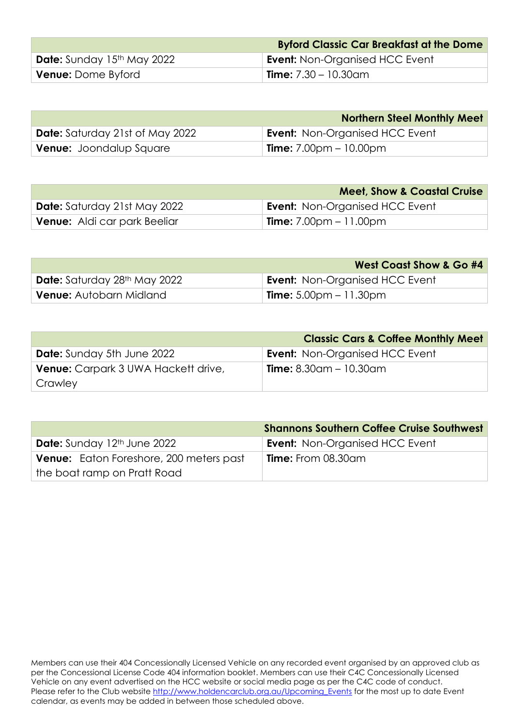| Byford Classic Car Breakfast at the Dome | |
|---|---|
| **Date:** Sunday 15th May 2022 | **Event:** Non-Organised HCC Event |
| **Venue:** Dome Byford | **Time:** 7.30 – 10.30am |

| Northern Steel Monthly Meet | |
|---|---|
| **Date:** Saturday 21st of May 2022 | **Event:** Non-Organised HCC Event |
| **Venue:** Joondalup Square | **Time:** 7.00pm – 10.00pm |

| Meet, Show & Coastal Cruise | |
|---|---|
| **Date:** Saturday 21st May 2022 | **Event:** Non-Organised HCC Event |
| **Venue:** Aldi car park Beeliar | **Time:** 7.00pm – 11.00pm |

| West Coast Show & Go #4 | |
|---|---|
| **Date:** Saturday 28th May 2022 | **Event:** Non-Organised HCC Event |
| **Venue:** Autobarn Midland | **Time:** 5.00pm – 11.30pm |

| Classic Cars & Coffee Monthly Meet | |
|---|---|
| **Date:** Sunday 5th June 2022 | **Event:** Non-Organised HCC Event |
| **Venue:** Carpark 3 UWA Hackett drive, Crawley | **Time:** 8.30am – 10.30am |

| Shannons Southern Coffee Cruise Southwest | |
|---|---|
| **Date:** Sunday 12th June 2022 | **Event:** Non-Organised HCC Event |
| **Venue:** Eaton Foreshore, 200 meters past the boat ramp on Pratt Road | **Time:** From 08.30am |

Members can use their 404 Concessionally Licensed Vehicle on any recorded event organised by an approved club as per the Concessional License Code 404 information booklet. Members can use their C4C Concessionally Licensed Vehicle on any event advertised on the HCC website or social media page as per the C4C code of conduct. Please refer to the Club website http://www.holdencarclub.org.au/Upcoming_Events for the most up to date Event calendar, as events may be added in between those scheduled above.